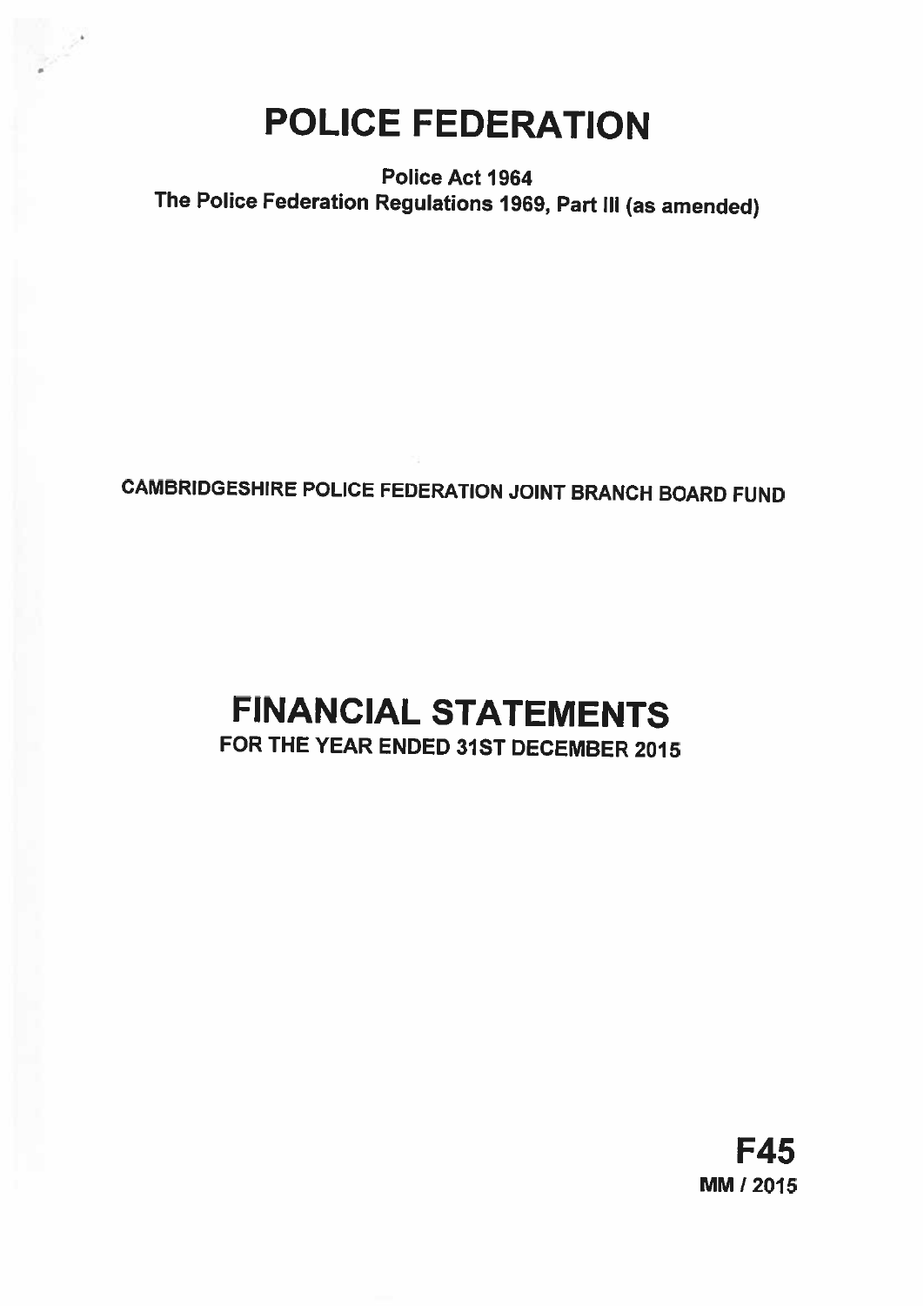# POLICE FEDERATION

**Police Act 1964**
**The Police Federation Regulations 1969, Part III (as amended)**

**CAMBRIDGESHIRE POLICE FEDERATION JOINT BRANCH BOARD FUND**

# FINANCIAL STATEMENTS

**FOR THE YEAR ENDED 31ST DECEMBER 2015**

**F45**
**MM / 2015**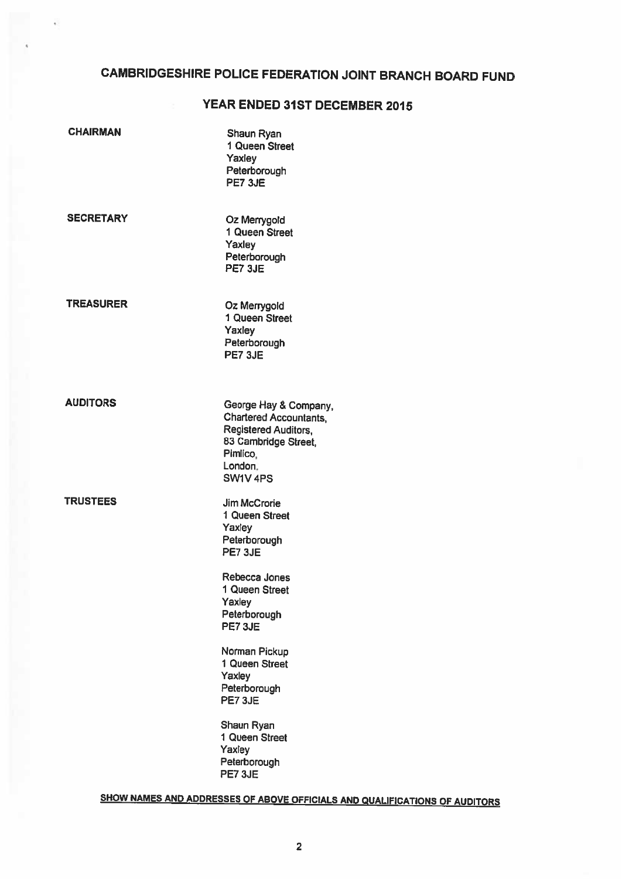# CAMBRIDGESHIRE POLICE FEDERATION JOINT BRANCH BOARD FUND

## YEAR ENDED 31ST DECEMBER 2015

**CHAIRMAN**

Shaun Ryan
1 Queen Street
Yaxley
Peterborough
PE7 3JE

**SECRETARY**

Oz Merrygold
1 Queen Street
Yaxley
Peterborough
PE7 3JE

**TREASURER**

Oz Merrygold
1 Queen Street
Yaxley
Peterborough
PE7 3JE

**AUDITORS**

George Hay & Company,
Chartered Accountants,
Registered Auditors,
83 Cambridge Street,
Pimlico,
London,
SW1V 4PS

**TRUSTEES**

Jim McCrorie
1 Queen Street
Yaxley
Peterborough
PE7 3JE

Rebecca Jones
1 Queen Street
Yaxley
Peterborough
PE7 3JE

Norman Pickup
1 Queen Street
Yaxley
Peterborough
PE7 3JE

Shaun Ryan
1 Queen Street
Yaxley
Peterborough
PE7 3JE

**SHOW NAMES AND ADDRESSES OF ABOVE OFFICIALS AND QUALIFICATIONS OF AUDITORS**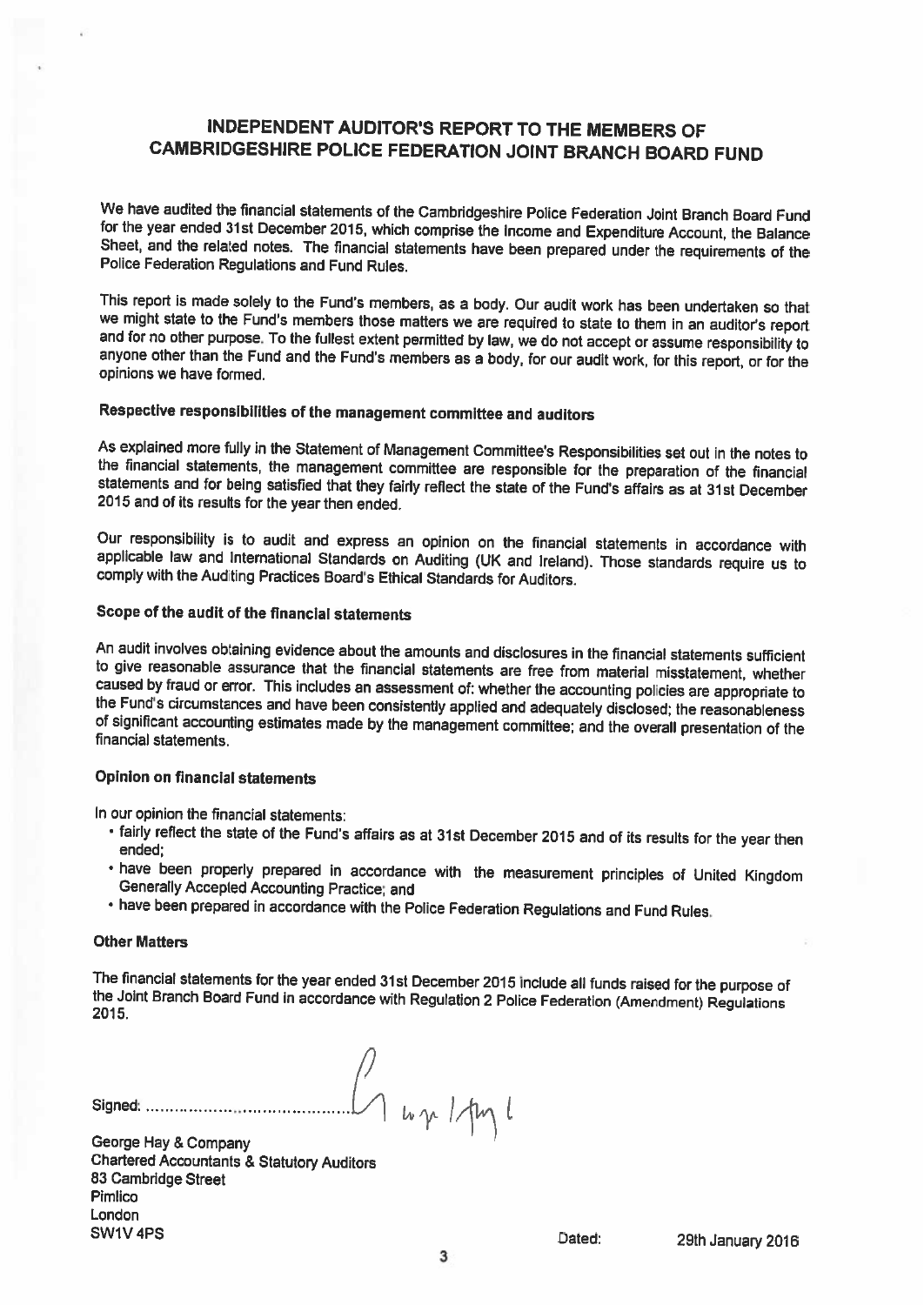# INDEPENDENT AUDITOR'S REPORT TO THE MEMBERS OF CAMBRIDGESHIRE POLICE FEDERATION JOINT BRANCH BOARD FUND

We have audited the financial statements of the Cambridgeshire Police Federation Joint Branch Board Fund for the year ended 31st December 2015, which comprise the Income and Expenditure Account, the Balance Sheet, and the related notes. The financial statements have been prepared under the requirements of the Police Federation Regulations and Fund Rules.

This report is made solely to the Fund's members, as a body. Our audit work has been undertaken so that we might state to the Fund's members those matters we are required to state to them in an auditor's report and for no other purpose. To the fullest extent permitted by law, we do not accept or assume responsibility to anyone other than the Fund and the Fund's members as a body, for our audit work, for this report, or for the opinions we have formed.

### Respective responsibilities of the management committee and auditors

As explained more fully in the Statement of Management Committee's Responsibilities set out in the notes to the financial statements, the management committee are responsible for the preparation of the financial statements and for being satisfied that they fairly reflect the state of the Fund's affairs as at 31st December 2015 and of its results for the year then ended.

Our responsibility is to audit and express an opinion on the financial statements in accordance with applicable law and International Standards on Auditing (UK and Ireland). Those standards require us to comply with the Auditing Practices Board's Ethical Standards for Auditors.

### Scope of the audit of the financial statements

An audit involves obtaining evidence about the amounts and disclosures in the financial statements sufficient to give reasonable assurance that the financial statements are free from material misstatement, whether caused by fraud or error. This includes an assessment of: whether the accounting policies are appropriate to the Fund's circumstances and have been consistently applied and adequately disclosed; the reasonableness of significant accounting estimates made by the management committee; and the overall presentation of the financial statements.

### Opinion on financial statements

In our opinion the financial statements:

- fairly reflect the state of the Fund's affairs as at 31st December 2015 and of its results for the year then ended;
- have been properly prepared in accordance with the measurement principles of United Kingdom Generally Accepted Accounting Practice; and
- have been prepared in accordance with the Police Federation Regulations and Fund Rules.

### Other Matters

The financial statements for the year ended 31st December 2015 include all funds raised for the purpose of the Joint Branch Board Fund in accordance with Regulation 2 Police Federation (Amendment) Regulations 2015.

Signed: ..........................................

George Hay & Company
Chartered Accountants & Statutory Auditors
83 Cambridge Street
Pimlico
London
SW1V 4PS

Dated: 29th January 2016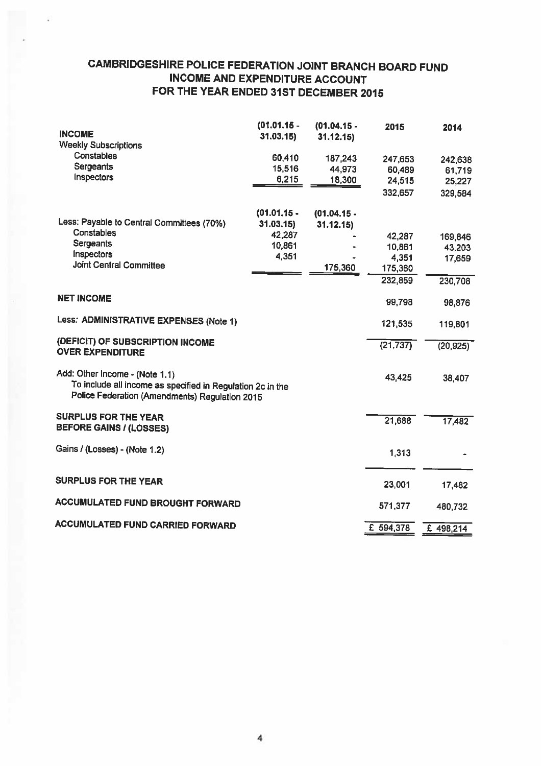# CAMBRIDGESHIRE POLICE FEDERATION JOINT BRANCH BOARD FUND
## INCOME AND EXPENDITURE ACCOUNT
## FOR THE YEAR ENDED 31ST DECEMBER 2015

| | (01.01.15 - 31.03.15) | (01.04.15 - 31.12.15) | 2015 | 2014 |
|---|---|---|---|---|
| **INCOME** | | | | |
| Weekly Subscriptions | | | | |
| Constables | 60,410 | 187,243 | 247,653 | 242,638 |
| Sergeants | 15,516 | 44,973 | 60,489 | 61,719 |
| Inspectors | 6,215 | 18,300 | 24,515 | 25,227 |
| | | | 332,657 | 329,584 |
| | (01.01.15 - 31.03.15) | (01.04.15 - 31.12.15) | | |
| Less: Payable to Central Committees (70%) | | | | |
| Constables | 42,287 | - | 42,287 | 169,846 |
| Sergeants | 10,861 | - | 10,861 | 43,203 |
| Inspectors | 4,351 | - | 4,351 | 17,659 |
| Joint Central Committee | | 175,360 | 175,360 | |
| | | | 232,859 | 230,708 |
| **NET INCOME** | | | 99,798 | 98,876 |
| Less: **ADMINISTRATIVE EXPENSES (Note 1)** | | | 121,535 | 119,801 |
| **(DEFICIT) OF SUBSCRIPTION INCOME OVER EXPENDITURE** | | | (21,737) | (20,925) |
| Add: Other Income - (Note 1.1) To include all income as specified in Regulation 2c in the Police Federation (Amendments) Regulation 2015 | | | 43,425 | 38,407 |
| **SURPLUS FOR THE YEAR BEFORE GAINS / (LOSSES)** | | | 21,688 | 17,482 |
| Gains / (Losses) - (Note 1.2) | | | 1,313 | - |
| **SURPLUS FOR THE YEAR** | | | 23,001 | 17,482 |
| **ACCUMULATED FUND BROUGHT FORWARD** | | | 571,377 | 480,732 |
| **ACCUMULATED FUND CARRIED FORWARD** | | | £ 594,378 | £ 498,214 |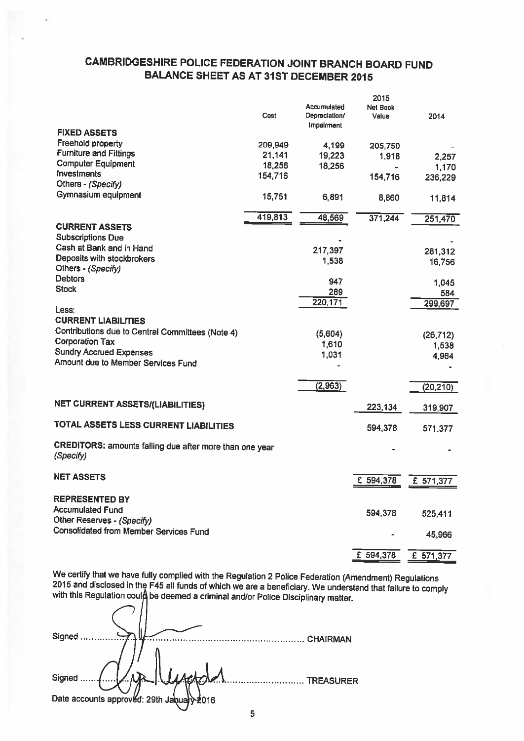# CAMBRIDGESHIRE POLICE FEDERATION JOINT BRANCH BOARD FUND
## BALANCE SHEET AS AT 31ST DECEMBER 2015

| | Cost | Accumulated Depreciation/ Impairment | 2015 Net Book Value | 2014 |
|---|---|---|---|---|
| **FIXED ASSETS** | | | | |
| Freehold property | 209,949 | 4,199 | 205,750 | - |
| Furniture and Fittings | 21,141 | 19,223 | 1,918 | 2,257 |
| Computer Equipment | 18,256 | 18,256 | - | 1,170 |
| Investments | 154,716 | | 154,716 | 236,229 |
| Others - *(Specify)* | | | | |
| Gymnasium equipment | 15,751 | 6,891 | 8,860 | 11,814 |
| | 419,813 | 48,569 | 371,244 | 251,470 |
| **CURRENT ASSETS** | | | | |
| Subscriptions Due | | - | | - |
| Cash at Bank and in Hand | | 217,397 | | 281,312 |
| Deposits with stockbrokers | | 1,538 | | 16,756 |
| Others - *(Specify)* | | | | |
| Debtors | | 947 | | 1,045 |
| Stock | | 289 | | 584 |
| | | 220,171 | | 299,697 |
| Less: | | | | |
| **CURRENT LIABILITIES** | | | | |
| Contributions due to Central Committees (Note 4) | | (5,604) | | (26,712) |
| Corporation Tax | | 1,610 | | 1,538 |
| Sundry Accrued Expenses | | 1,031 | | 4,964 |
| Amount due to Member Services Fund | | - | | - |
| | | (2,963) | | (20,210) |
| **NET CURRENT ASSETS/(LIABILITIES)** | | | 223,134 | 319,907 |
| **TOTAL ASSETS LESS CURRENT LIABILITIES** | | | 594,378 | 571,377 |
| **CREDITORS:** amounts falling due after more than one year *(Specify)* | | | - | - |
| **NET ASSETS** | | | £ 594,378 | £ 571,377 |
| **REPRESENTED BY** | | | | |
| Accumulated Fund | | | 594,378 | 525,411 |
| Other Reserves - *(Specify)* | | | | |
| Consolidated from Member Services Fund | | | - | 45,966 |
| | | | £ 594,378 | £ 571,377 |

We certify that we have fully complied with the Regulation 2 Police Federation (Amendment) Regulations 2015 and disclosed in the F45 all funds of which we are a beneficiary. We understand that failure to comply with this Regulation could be deemed a criminal and/or Police Disciplinary matter.

Signed ........................................................................ CHAIRMAN

Signed ........................................................................ TREASURER

Date accounts approved: 29th January 2016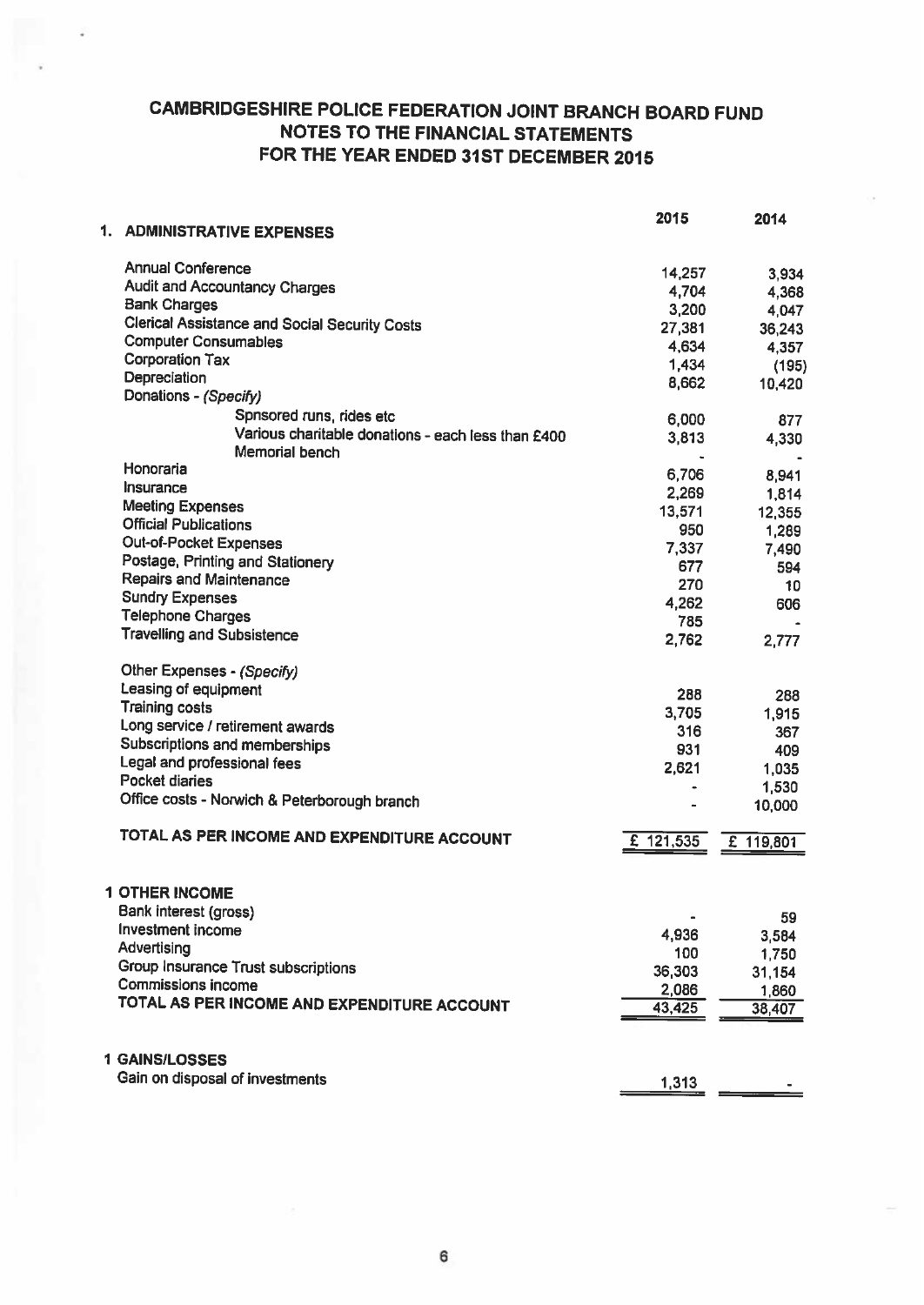# CAMBRIDGESHIRE POLICE FEDERATION JOINT BRANCH BOARD FUND
## NOTES TO THE FINANCIAL STATEMENTS
## FOR THE YEAR ENDED 31ST DECEMBER 2015

| 1. ADMINISTRATIVE EXPENSES | 2015 | 2014 |
|---|---|---|
| Annual Conference | 14,257 | 3,934 |
| Audit and Accountancy Charges | 4,704 | 4,368 |
| Bank Charges | 3,200 | 4,047 |
| Clerical Assistance and Social Security Costs | 27,381 | 36,243 |
| Computer Consumables | 4,634 | 4,357 |
| Corporation Tax | 1,434 | (195) |
| Depreciation | 8,662 | 10,420 |
| Donations - *(Specify)* | | |
| Spnsored runs, rides etc | 6,000 | 877 |
| Various charitable donations - each less than £400 | 3,813 | 4,330 |
| Memorial bench | - | - |
| Honoraria | 6,706 | 8,941 |
| Insurance | 2,269 | 1,814 |
| Meeting Expenses | 13,571 | 12,355 |
| Official Publications | 950 | 1,269 |
| Out-of-Pocket Expenses | 7,337 | 7,490 |
| Postage, Printing and Stationery | 677 | 594 |
| Repairs and Maintenance | 270 | 10 |
| Sundry Expenses | 4,262 | 606 |
| Telephone Charges | 785 | - |
| Travelling and Subsistence | 2,762 | 2,777 |
| Other Expenses - *(Specify)* | | |
| Leasing of equipment | 288 | 288 |
| Training costs | 3,705 | 1,915 |
| Long service / retirement awards | 316 | 367 |
| Subscriptions and memberships | 931 | 409 |
| Legal and professional fees | 2,621 | 1,035 |
| Pocket diaries | - | 1,530 |
| Office costs - Norwich & Peterborough branch | - | 10,000 |
| TOTAL AS PER INCOME AND EXPENDITURE ACCOUNT | £ 121,535 | £ 119,801 |

| 1 OTHER INCOME | 2015 | 2014 |
|---|---|---|
| Bank interest (gross) | - | 59 |
| Investment income | 4,936 | 3,584 |
| Advertising | 100 | 1,750 |
| Group Insurance Trust subscriptions | 36,303 | 31,154 |
| Commissions income | 2,086 | 1,860 |
| TOTAL AS PER INCOME AND EXPENDITURE ACCOUNT | 43,425 | 38,407 |

| 1 GAINS/LOSSES | 2015 | 2014 |
|---|---|---|
| Gain on disposal of investments | 1,313 | - |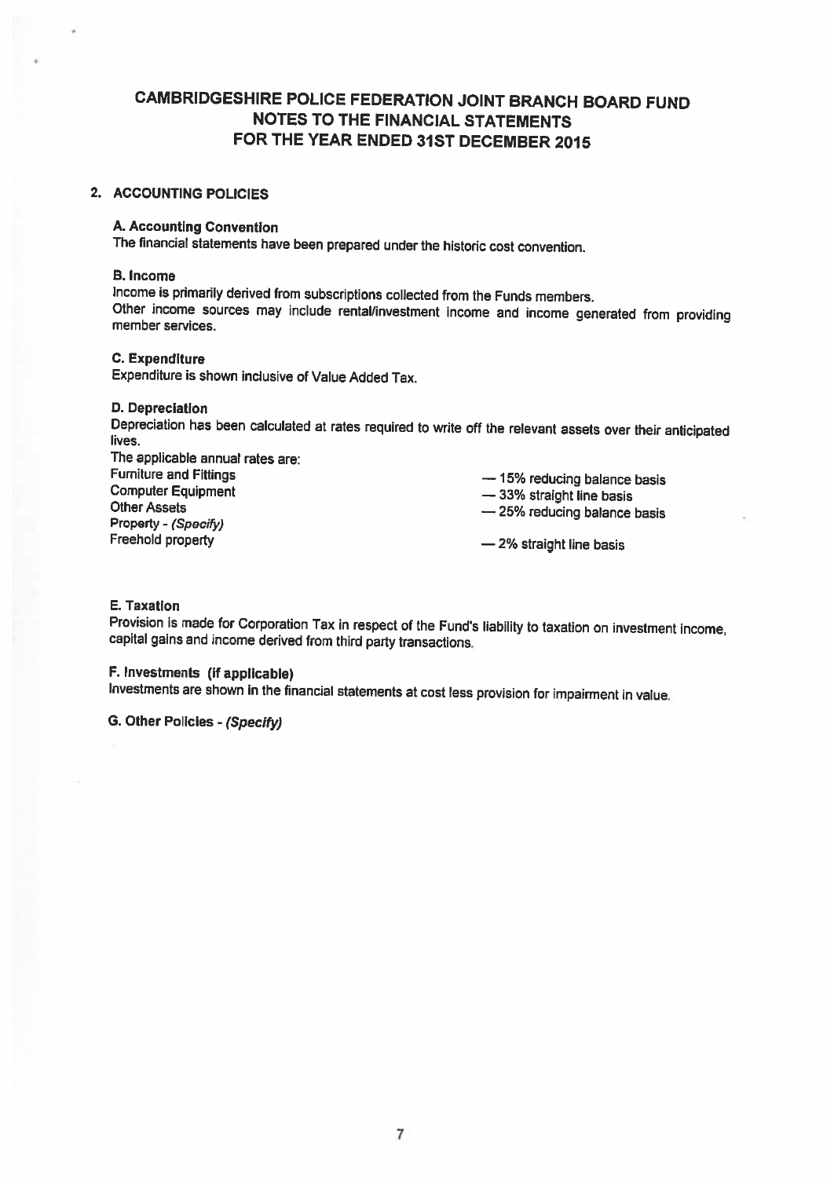# CAMBRIDGESHIRE POLICE FEDERATION JOINT BRANCH BOARD FUND
## NOTES TO THE FINANCIAL STATEMENTS
## FOR THE YEAR ENDED 31ST DECEMBER 2015

### 2. ACCOUNTING POLICIES

**A. Accounting Convention**
The financial statements have been prepared under the historic cost convention.

**B. Income**
Income is primarily derived from subscriptions collected from the Funds members.
Other income sources may include rental/investment income and income generated from providing member services.

**C. Expenditure**
Expenditure is shown inclusive of Value Added Tax.

**D. Depreciation**
Depreciation has been calculated at rates required to write off the relevant assets over their anticipated lives.
The applicable annual rates are:

| | |
|---|---|
| Furniture and Fittings | — 15% reducing balance basis |
| Computer Equipment | — 33% straight line basis |
| Other Assets | — 25% reducing balance basis |
| Property - *(Specify)* | |
| Freehold property | — 2% straight line basis |

**E. Taxation**
Provision is made for Corporation Tax in respect of the Fund's liability to taxation on investment income, capital gains and income derived from third party transactions.

**F. Investments (if applicable)**
Investments are shown in the financial statements at cost less provision for impairment in value.

**G. Other Policies - *(Specify)***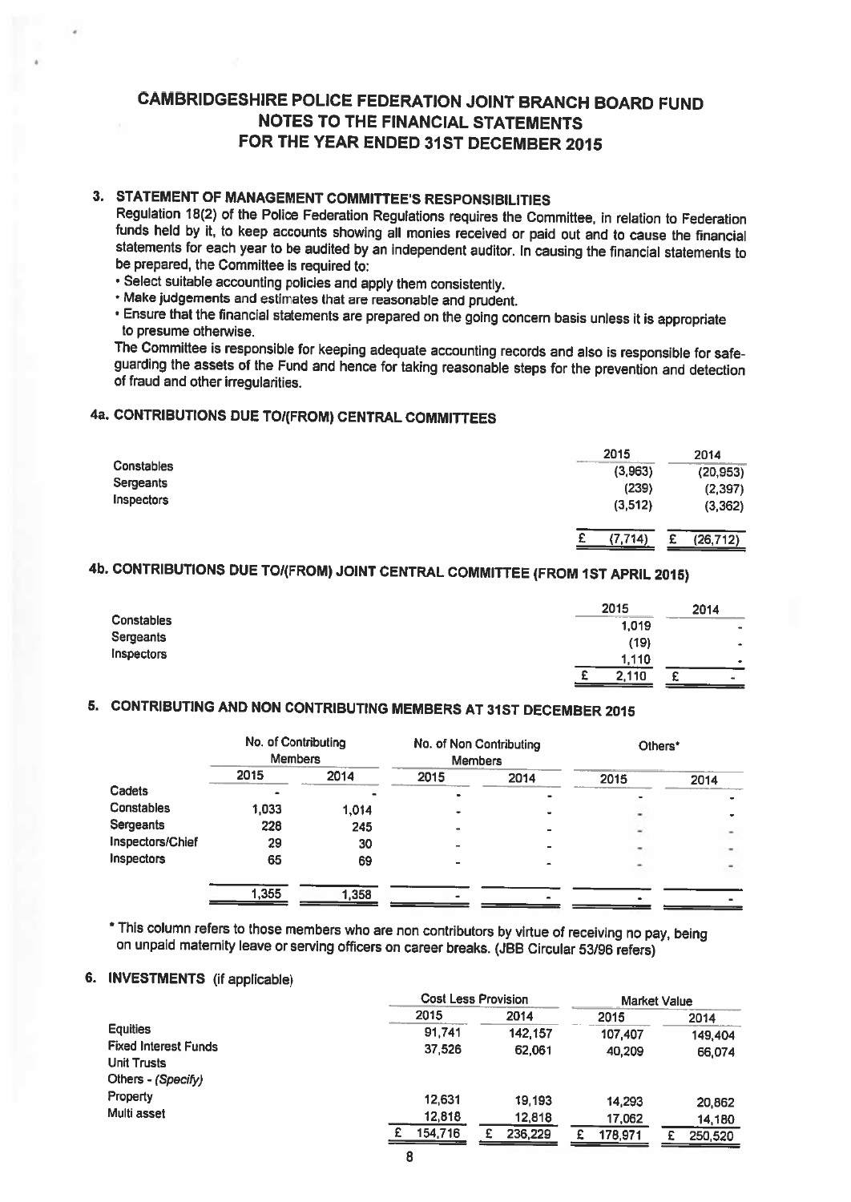# CAMBRIDGESHIRE POLICE FEDERATION JOINT BRANCH BOARD FUND
## NOTES TO THE FINANCIAL STATEMENTS
## FOR THE YEAR ENDED 31ST DECEMBER 2015

### 3. STATEMENT OF MANAGEMENT COMMITTEE'S RESPONSIBILITIES

Regulation 18(2) of the Police Federation Regulations requires the Committee, in relation to Federation funds held by it, to keep accounts showing all monies received or paid out and to cause the financial statements for each year to be audited by an independent auditor. In causing the financial statements to be prepared, the Committee is required to:

- Select suitable accounting policies and apply them consistently.
- Make judgements and estimates that are reasonable and prudent.
- Ensure that the financial statements are prepared on the going concern basis unless it is appropriate to presume otherwise.

The Committee is responsible for keeping adequate accounting records and also is responsible for safe-guarding the assets of the Fund and hence for taking reasonable steps for the prevention and detection of fraud and other irregularities.

### 4a. CONTRIBUTIONS DUE TO/(FROM) CENTRAL COMMITTEES

| | 2015 | 2014 |
|---|---|---|
| Constables | (3,963) | (20,953) |
| Sergeants | (239) | (2,397) |
| Inspectors | (3,512) | (3,362) |
| | £ (7,714) | £ (26,712) |

### 4b. CONTRIBUTIONS DUE TO/(FROM) JOINT CENTRAL COMMITTEE (FROM 1ST APRIL 2015)

| | 2015 | 2014 |
|---|---|---|
| Constables | 1,019 | - |
| Sergeants | (19) | - |
| Inspectors | 1,110 | - |
| | £ 2,110 | £ - |

### 5. CONTRIBUTING AND NON CONTRIBUTING MEMBERS AT 31ST DECEMBER 2015

| | No. of Contributing Members | | No. of Non Contributing Members | | Others* | |
|---|---|---|---|---|---|---|
| | 2015 | 2014 | 2015 | 2014 | 2015 | 2014 |
| Cadets | - | - | - | - | - | - |
| Constables | 1,033 | 1,014 | - | - | - | - |
| Sergeants | 228 | 245 | - | - | - | - |
| Inspectors/Chief | 29 | 30 | - | - | - | - |
| Inspectors | 65 | 69 | - | - | - | - |
| | 1,355 | 1,358 | - | - | - | - |

\* This column refers to those members who are non contributors by virtue of receiving no pay, being on unpaid maternity leave or serving officers on career breaks. (JBB Circular 53/96 refers)

### 6. INVESTMENTS (if applicable)

| | Cost Less Provision | | Market Value | |
|---|---|---|---|---|
| | 2015 | 2014 | 2015 | 2014 |
| Equities | 91,741 | 142,157 | 107,407 | 149,404 |
| Fixed Interest Funds | 37,526 | 62,061 | 40,209 | 66,074 |
| Unit Trusts | | | | |
| Others - *(Specify)* | | | | |
| Property | 12,631 | 19,193 | 14,293 | 20,862 |
| Multi asset | 12,818 | 12,818 | 17,062 | 14,180 |
| | £ 154,716 | £ 236,229 | £ 178,971 | £ 250,520 |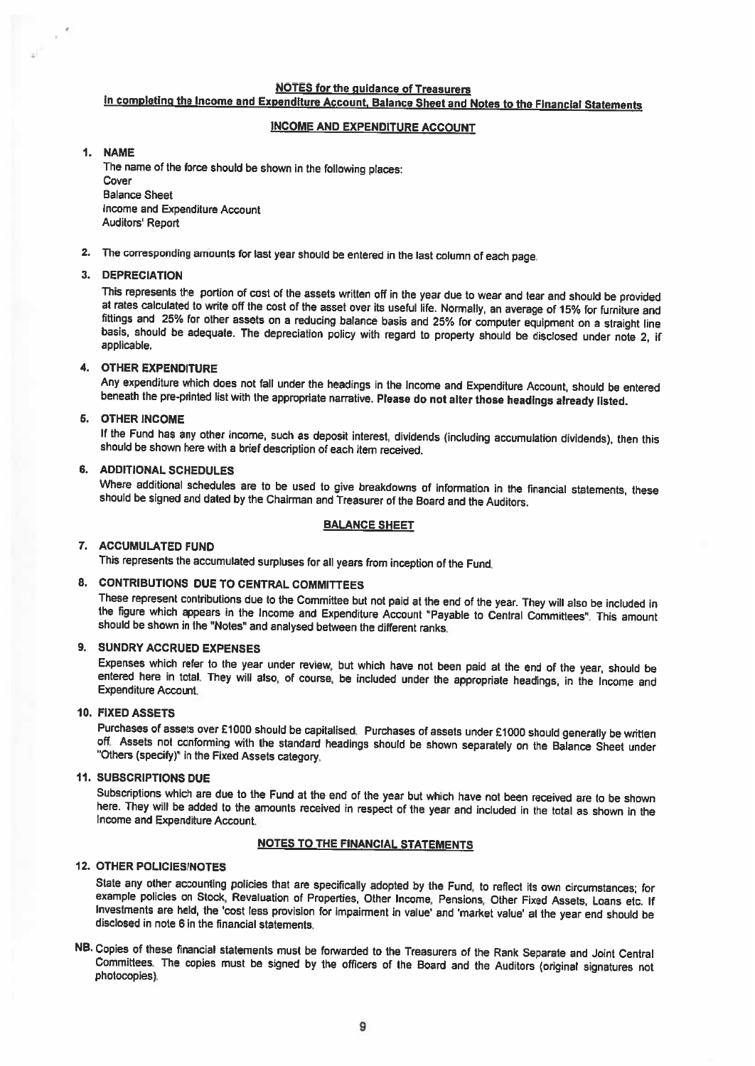**NOTES for the guidance of Treasurers**
**In completing the Income and Expenditure Account, Balance Sheet and Notes to the Financial Statements**

## INCOME AND EXPENDITURE ACCOUNT

**1. NAME**

The name of the force should be shown in the following places:
Cover
Balance Sheet
Income and Expenditure Account
Auditors' Report

**2.** The corresponding amounts for last year should be entered in the last column of each page.

**3. DEPRECIATION**

This represents the portion of cost of the assets written off in the year due to wear and tear and should be provided at rates calculated to write off the cost of the asset over its useful life. Normally, an average of 15% for furniture and fittings and 25% for other assets on a reducing balance basis and 25% for computer equipment on a straight line basis, should be adequate. The depreciation policy with regard to property should be disclosed under note 2, if applicable.

**4. OTHER EXPENDITURE**

Any expenditure which does not fall under the headings in the Income and Expenditure Account, should be entered beneath the pre-printed list with the appropriate narrative. **Please do not alter those headings already listed.**

**5. OTHER INCOME**

If the Fund has any other income, such as deposit interest, dividends (including accumulation dividends), then this should be shown here with a brief description of each item received.

**6. ADDITIONAL SCHEDULES**

Where additional schedules are to be used to give breakdowns of information in the financial statements, these should be signed and dated by the Chairman and Treasurer of the Board and the Auditors.

## BALANCE SHEET

**7. ACCUMULATED FUND**

This represents the accumulated surpluses for all years from inception of the Fund.

**8. CONTRIBUTIONS DUE TO CENTRAL COMMITTEES**

These represent contributions due to the Committee but not paid at the end of the year. They will also be included in the figure which appears in the Income and Expenditure Account "Payable to Central Committees". This amount should be shown in the "Notes" and analysed between the different ranks.

**9. SUNDRY ACCRUED EXPENSES**

Expenses which refer to the year under review, but which have not been paid at the end of the year, should be entered here in total. They will also, of course, be included under the appropriate headings, in the Income and Expenditure Account.

**10. FIXED ASSETS**

Purchases of assets over £1000 should be capitalised. Purchases of assets under £1000 should generally be written off. Assets not conforming with the standard headings should be shown separately on the Balance Sheet under "Others (specify)" in the Fixed Assets category.

**11. SUBSCRIPTIONS DUE**

Subscriptions which are due to the Fund at the end of the year but which have not been received are to be shown here. They will be added to the amounts received in respect of the year and included in the total as shown in the Income and Expenditure Account.

## NOTES TO THE FINANCIAL STATEMENTS

**12. OTHER POLICIES/NOTES**

State any other accounting policies that are specifically adopted by the Fund, to reflect its own circumstances; for example policies on Stock, Revaluation of Properties, Other Income, Pensions, Other Fixed Assets, Loans etc. If Investments are held, the 'cost less provision for impairment in value' and 'market value' at the year end should be disclosed in note 6 in the financial statements.

**NB.** Copies of these financial statements must be forwarded to the Treasurers of the Rank Separate and Joint Central Committees. The copies must be signed by the officers of the Board and the Auditors (original signatures not photocopies).